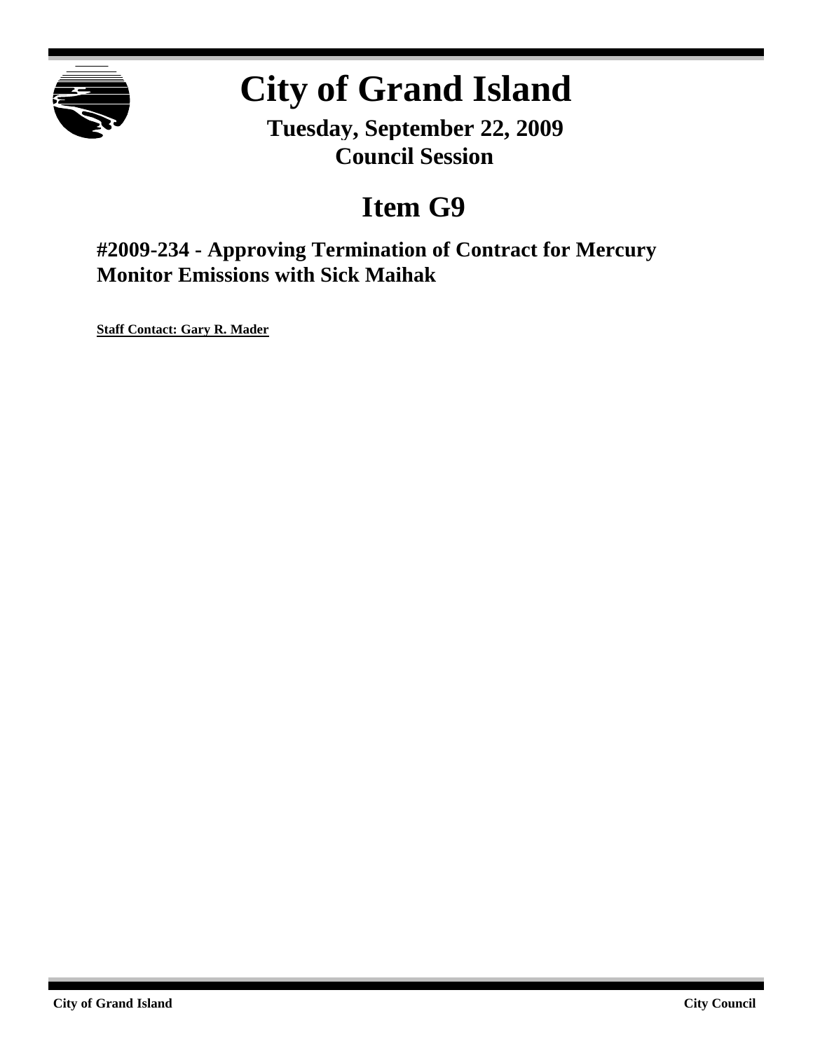# City of Grand Island

**Tuesday, September 22, 2009**
**Council Session**

# Item G9

## #2009-234 - Approving Termination of Contract for Mercury Monitor Emissions with Sick Maihak

**Staff Contact: Gary R. Mader**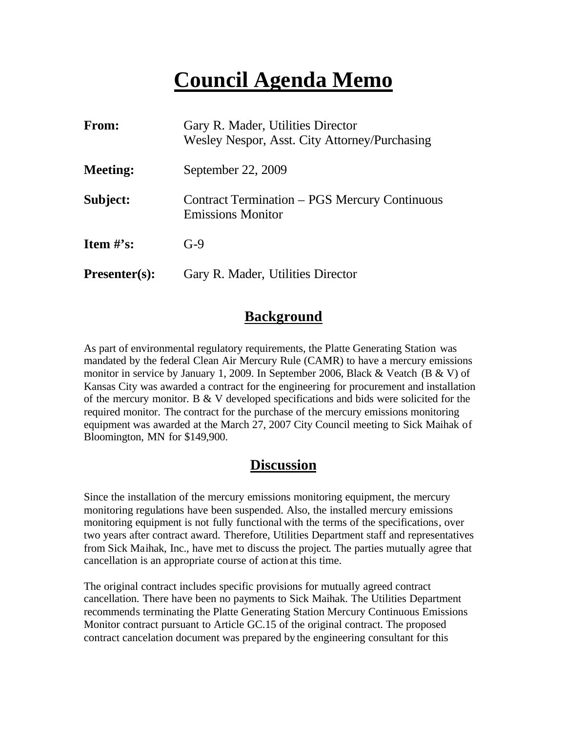# Council Agenda Memo

| | |
|---|---|
| **From:** | Gary R. Mader, Utilities Director<br>Wesley Nespor, Asst. City Attorney/Purchasing |
| **Meeting:** | September 22, 2009 |
| **Subject:** | Contract Termination – PGS Mercury Continuous Emissions Monitor |
| **Item #'s:** | G-9 |
| **Presenter(s):** | Gary R. Mader, Utilities Director |

## Background

As part of environmental regulatory requirements, the Platte Generating Station was mandated by the federal Clean Air Mercury Rule (CAMR) to have a mercury emissions monitor in service by January 1, 2009. In September 2006, Black & Veatch (B & V) of Kansas City was awarded a contract for the engineering for procurement and installation of the mercury monitor. B & V developed specifications and bids were solicited for the required monitor. The contract for the purchase of the mercury emissions monitoring equipment was awarded at the March 27, 2007 City Council meeting to Sick Maihak of Bloomington, MN for $149,900.

## Discussion

Since the installation of the mercury emissions monitoring equipment, the mercury monitoring regulations have been suspended. Also, the installed mercury emissions monitoring equipment is not fully functional with the terms of the specifications, over two years after contract award. Therefore, Utilities Department staff and representatives from Sick Maihak, Inc., have met to discuss the project. The parties mutually agree that cancellation is an appropriate course of action at this time.

The original contract includes specific provisions for mutually agreed contract cancellation. There have been no payments to Sick Maihak. The Utilities Department recommends terminating the Platte Generating Station Mercury Continuous Emissions Monitor contract pursuant to Article GC.15 of the original contract. The proposed contract cancelation document was prepared by the engineering consultant for this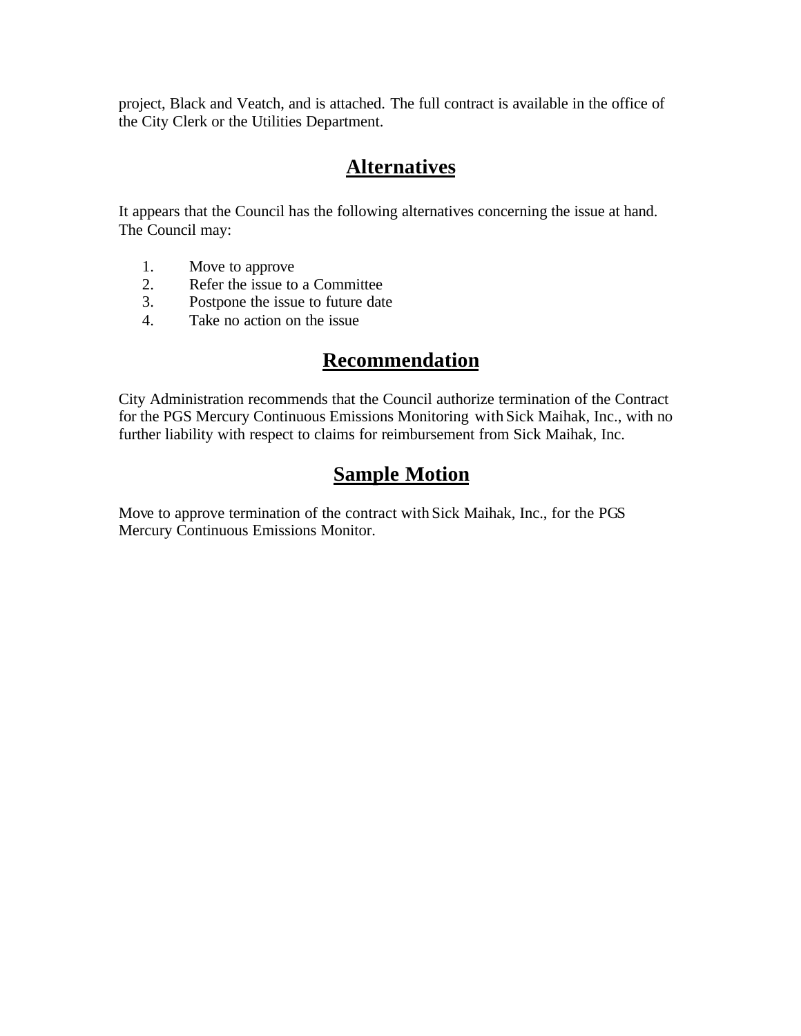project, Black and Veatch, and is attached. The full contract is available in the office of the City Clerk or the Utilities Department.

## Alternatives

It appears that the Council has the following alternatives concerning the issue at hand. The Council may:

1. Move to approve
2. Refer the issue to a Committee
3. Postpone the issue to future date
4. Take no action on the issue

## Recommendation

City Administration recommends that the Council authorize termination of the Contract for the PGS Mercury Continuous Emissions Monitoring with Sick Maihak, Inc., with no further liability with respect to claims for reimbursement from Sick Maihak, Inc.

## Sample Motion

Move to approve termination of the contract with Sick Maihak, Inc., for the PGS Mercury Continuous Emissions Monitor.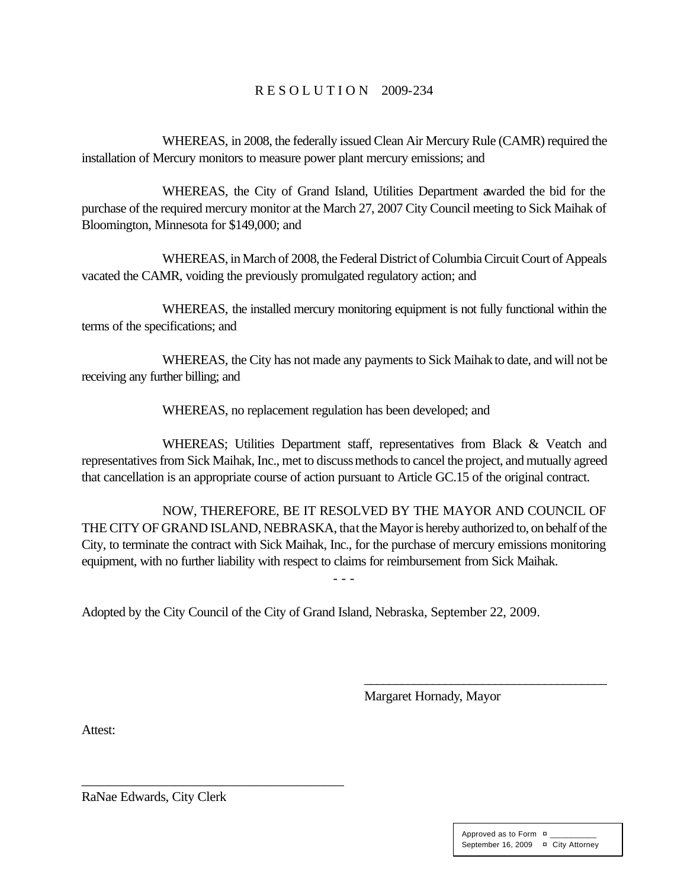# R E S O L U T I O N 2009-234

WHEREAS, in 2008, the federally issued Clean Air Mercury Rule (CAMR) required the installation of Mercury monitors to measure power plant mercury emissions; and

WHEREAS, the City of Grand Island, Utilities Department awarded the bid for the purchase of the required mercury monitor at the March 27, 2007 City Council meeting to Sick Maihak of Bloomington, Minnesota for $149,000; and

WHEREAS, in March of 2008, the Federal District of Columbia Circuit Court of Appeals vacated the CAMR, voiding the previously promulgated regulatory action; and

WHEREAS, the installed mercury monitoring equipment is not fully functional within the terms of the specifications; and

WHEREAS, the City has not made any payments to Sick Maihak to date, and will not be receiving any further billing; and

WHEREAS, no replacement regulation has been developed; and

WHEREAS; Utilities Department staff, representatives from Black & Veatch and representatives from Sick Maihak, Inc., met to discuss methods to cancel the project, and mutually agreed that cancellation is an appropriate course of action pursuant to Article GC.15 of the original contract.

NOW, THEREFORE, BE IT RESOLVED BY THE MAYOR AND COUNCIL OF THE CITY OF GRAND ISLAND, NEBRASKA, that the Mayor is hereby authorized to, on behalf of the City, to terminate the contract with Sick Maihak, Inc., for the purchase of mercury emissions monitoring equipment, with no further liability with respect to claims for reimbursement from Sick Maihak.

- - -

Adopted by the City Council of the City of Grand Island, Nebraska, September 22, 2009.

______________________________________
Margaret Hornady, Mayor

Attest:

_______________________________________
RaNae Edwards, City Clerk

| | |
|---|---|
| Approved as to Form ¤ | ___________ |
| September 16, 2009 ¤ | City Attorney |